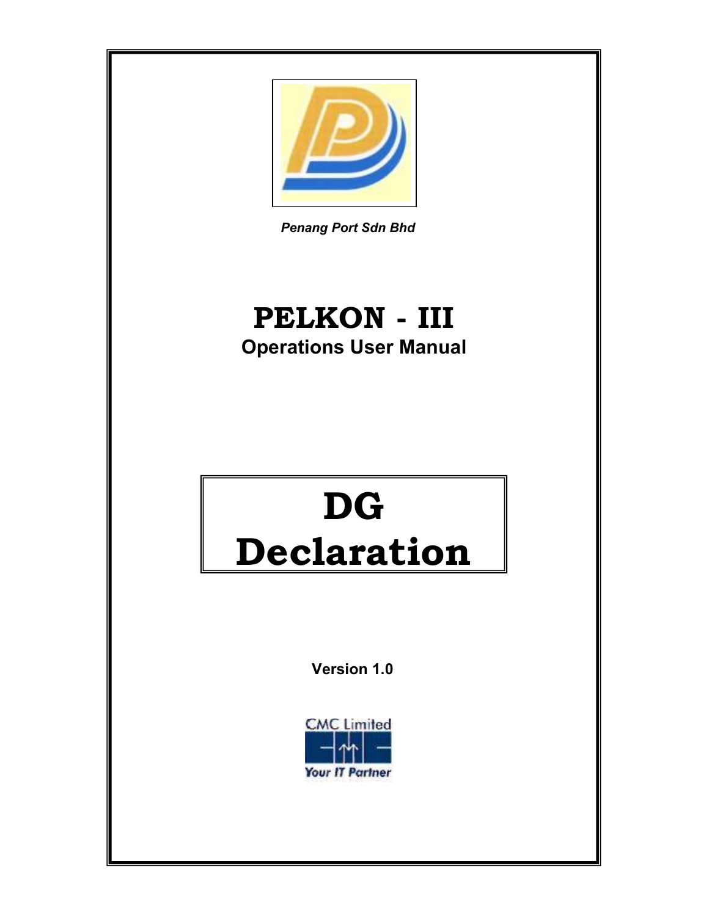*Penang Port Sdn Bhd*

# PELKON - III

## Operations User Manual

# DG Declaration

**Version 1.0**

CMC Limited

*Your IT Partner*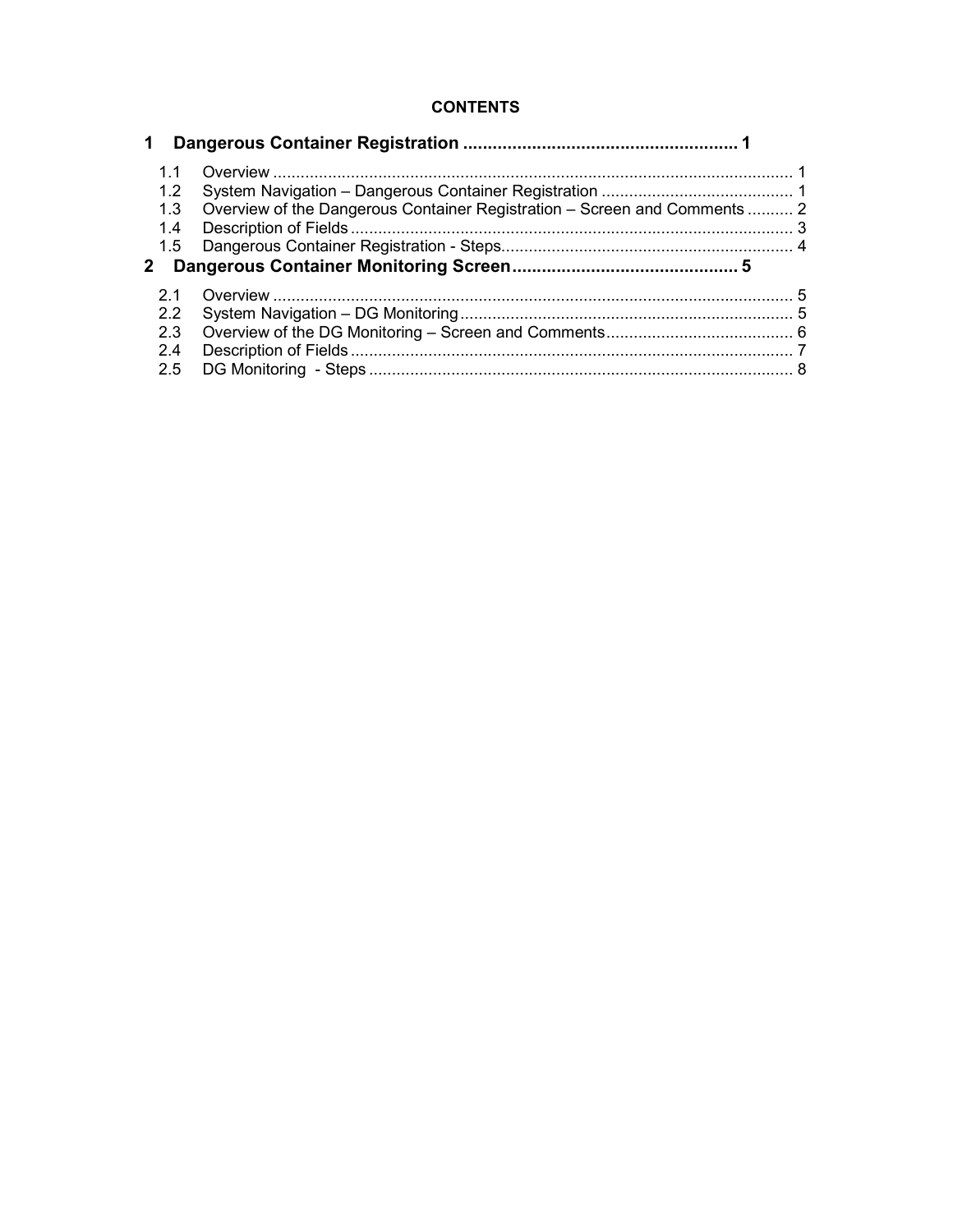**CONTENTS**

**1 Dangerous Container Registration ........................................................ 1**

1.1 Overview ................................................................................................... 1
1.2 System Navigation – Dangerous Container Registration .......................................... 1
1.3 Overview of the Dangerous Container Registration – Screen and Comments .......... 2
1.4 Description of Fields ................................................................................... 3
1.5 Dangerous Container Registration - Steps................................................................ 4

**2 Dangerous Container Monitoring Screen............................................. 5**

2.1 Overview ................................................................................................... 5
2.2 System Navigation – DG Monitoring......................................................................... 5
2.3 Overview of the DG Monitoring – Screen and Comments......................................... 6
2.4 Description of Fields ................................................................................... 7
2.5 DG Monitoring - Steps ............................................................................................ 8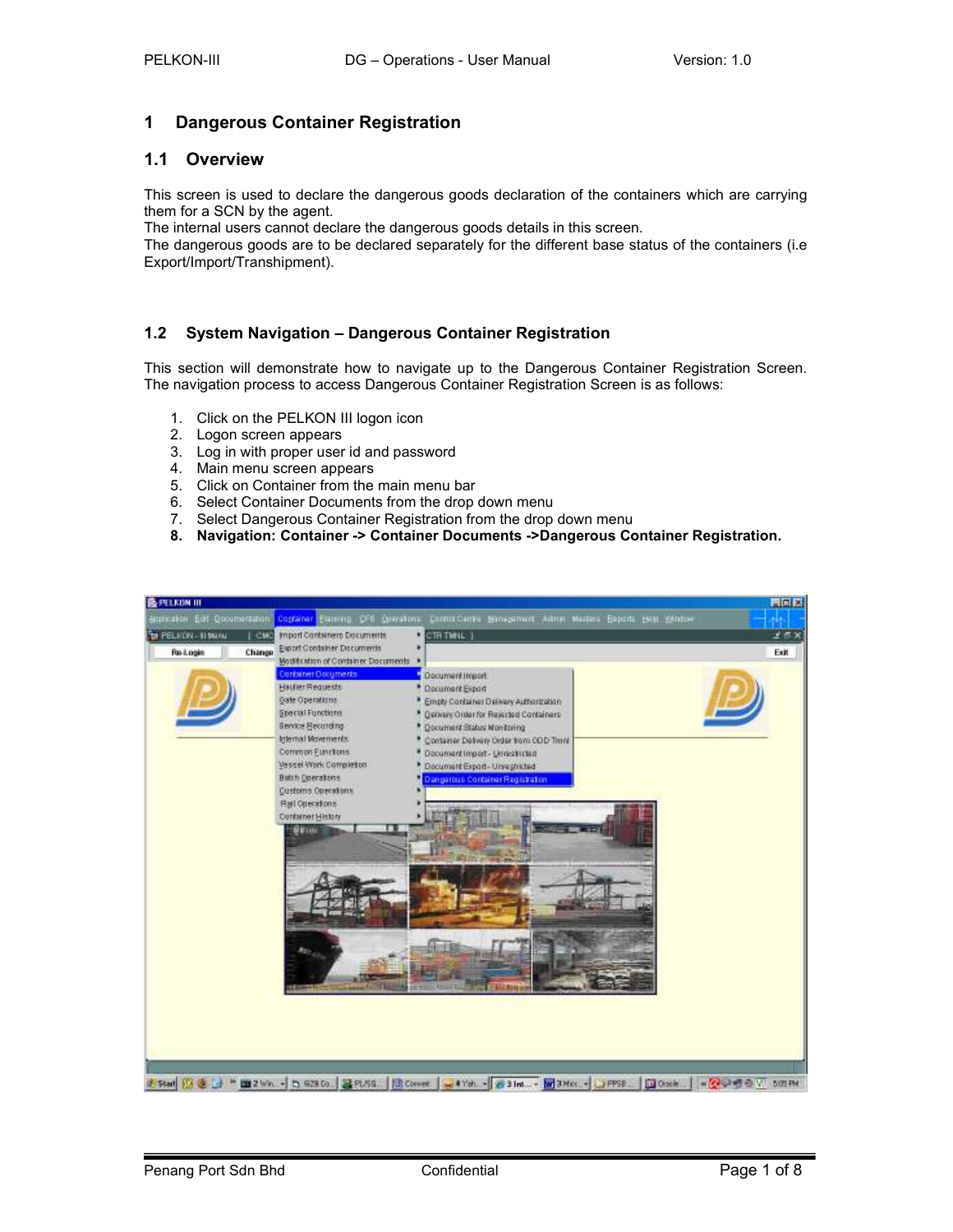# 1 Dangerous Container Registration

## 1.1 Overview

This screen is used to declare the dangerous goods declaration of the containers which are carrying them for a SCN by the agent.
The internal users cannot declare the dangerous goods details in this screen.
The dangerous goods are to be declared separately for the different base status of the containers (i.e Export/Import/Transhipment).

## 1.2 System Navigation – Dangerous Container Registration

This section will demonstrate how to navigate up to the Dangerous Container Registration Screen. The navigation process to access Dangerous Container Registration Screen is as follows:

1. Click on the PELKON III logon icon
2. Logon screen appears
3. Log in with proper user id and password
4. Main menu screen appears
5. Click on Container from the main menu bar
6. Select Container Documents from the drop down menu
7. Select Dangerous Container Registration from the drop down menu
8. **Navigation: Container -> Container Documents ->Dangerous Container Registration.**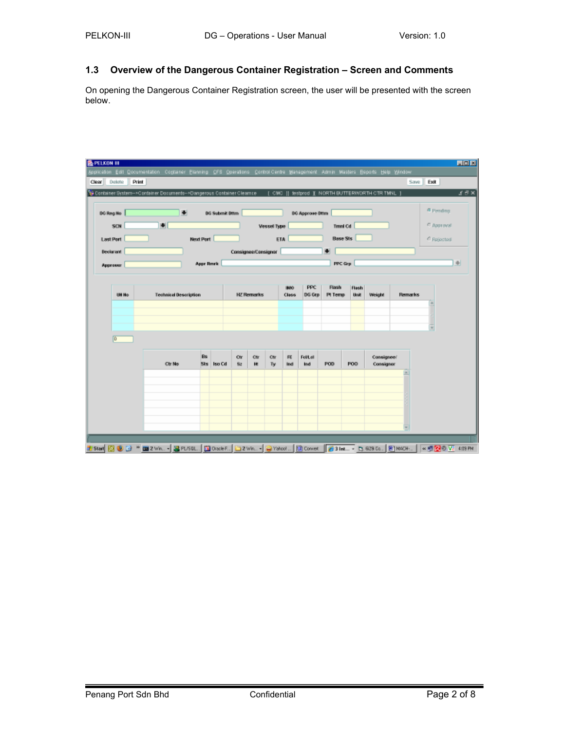## 1.3 Overview of the Dangerous Container Registration – Screen and Comments

On opening the Dangerous Container Registration screen, the user will be presented with the screen below.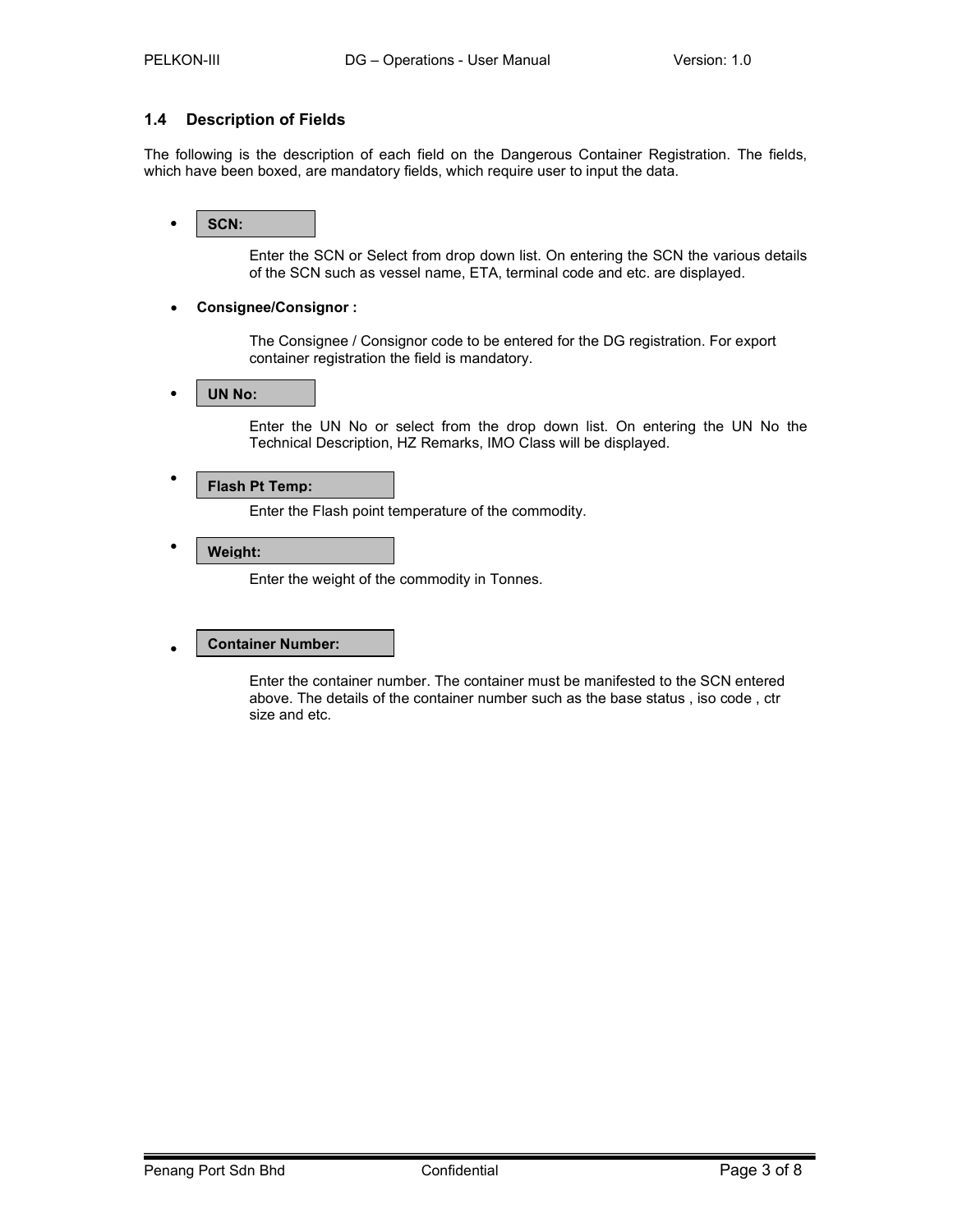## 1.4 Description of Fields

The following is the description of each field on the Dangerous Container Registration. The fields, which have been boxed, are mandatory fields, which require user to input the data.

- **SCN:**

  Enter the SCN or Select from drop down list. On entering the SCN the various details of the SCN such as vessel name, ETA, terminal code and etc. are displayed.

- **Consignee/Consignor :**

  The Consignee / Consignor code to be entered for the DG registration. For export container registration the field is mandatory.

- **UN No:**

  Enter the UN No or select from the drop down list. On entering the UN No the Technical Description, HZ Remarks, IMO Class will be displayed.

- **Flash Pt Temp:**

  Enter the Flash point temperature of the commodity.

- **Weight:**

  Enter the weight of the commodity in Tonnes.

- **Container Number:**

  Enter the container number. The container must be manifested to the SCN entered above. The details of the container number such as the base status , iso code , ctr size and etc.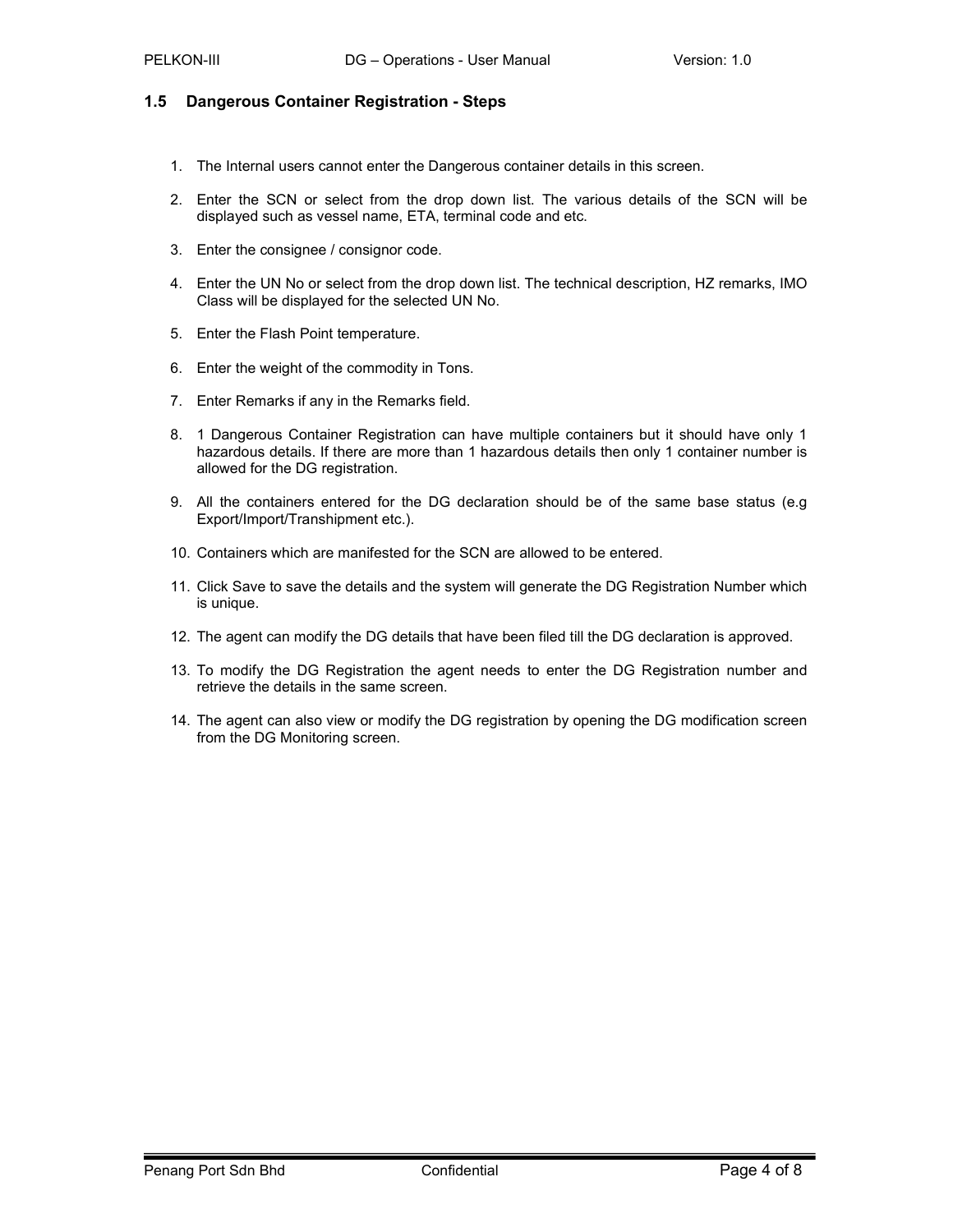## 1.5 Dangerous Container Registration - Steps

1. The Internal users cannot enter the Dangerous container details in this screen.

2. Enter the SCN or select from the drop down list. The various details of the SCN will be displayed such as vessel name, ETA, terminal code and etc.

3. Enter the consignee / consignor code.

4. Enter the UN No or select from the drop down list. The technical description, HZ remarks, IMO Class will be displayed for the selected UN No.

5. Enter the Flash Point temperature.

6. Enter the weight of the commodity in Tons.

7. Enter Remarks if any in the Remarks field.

8. 1 Dangerous Container Registration can have multiple containers but it should have only 1 hazardous details. If there are more than 1 hazardous details then only 1 container number is allowed for the DG registration.

9. All the containers entered for the DG declaration should be of the same base status (e.g Export/Import/Transhipment etc.).

10. Containers which are manifested for the SCN are allowed to be entered.

11. Click Save to save the details and the system will generate the DG Registration Number which is unique.

12. The agent can modify the DG details that have been filed till the DG declaration is approved.

13. To modify the DG Registration the agent needs to enter the DG Registration number and retrieve the details in the same screen.

14. The agent can also view or modify the DG registration by opening the DG modification screen from the DG Monitoring screen.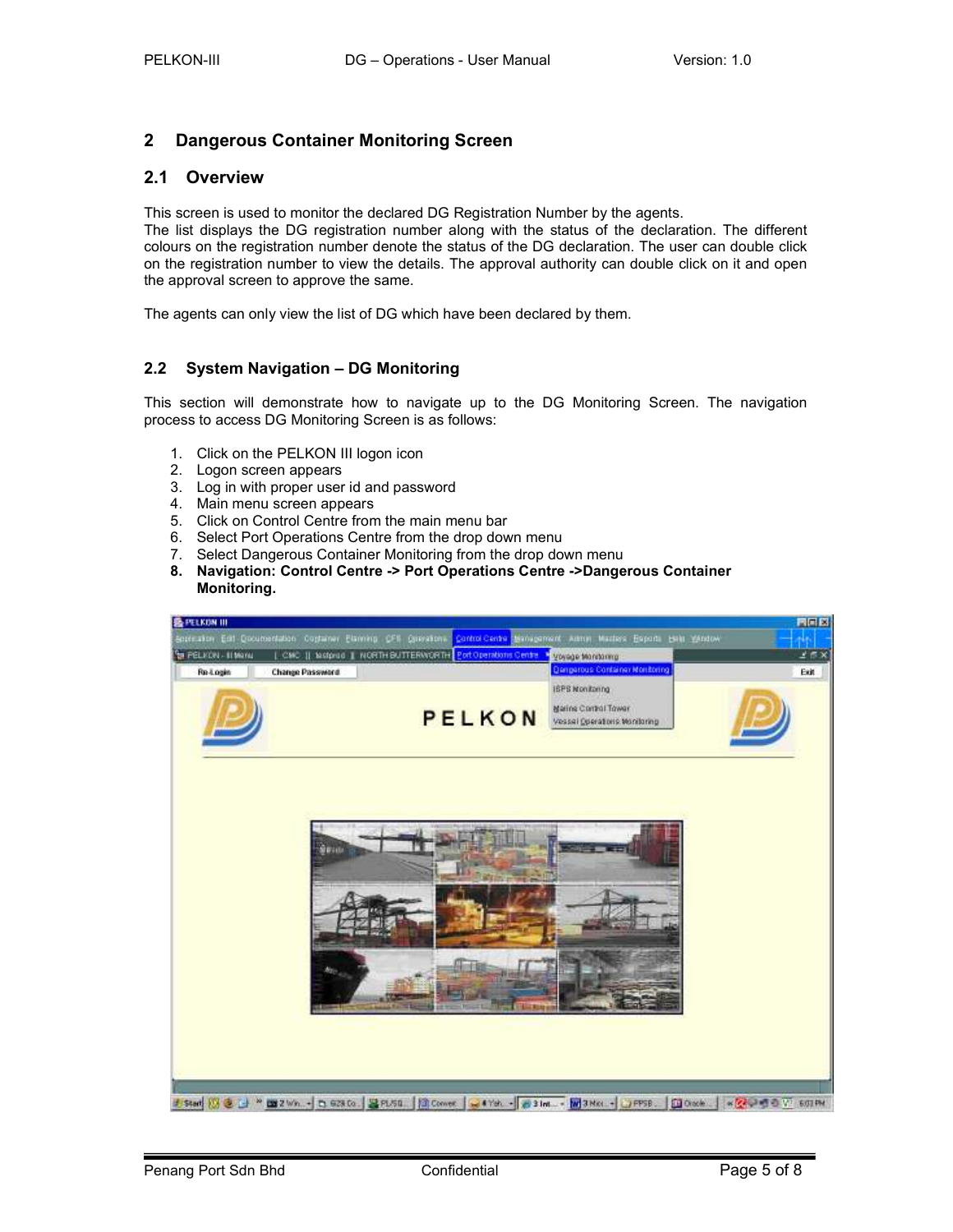# 2 Dangerous Container Monitoring Screen

## 2.1 Overview

This screen is used to monitor the declared DG Registration Number by the agents.
The list displays the DG registration number along with the status of the declaration. The different colours on the registration number denote the status of the DG declaration. The user can double click on the registration number to view the details. The approval authority can double click on it and open the approval screen to approve the same.

The agents can only view the list of DG which have been declared by them.

## 2.2 System Navigation – DG Monitoring

This section will demonstrate how to navigate up to the DG Monitoring Screen. The navigation process to access DG Monitoring Screen is as follows:

1. Click on the PELKON III logon icon
2. Logon screen appears
3. Log in with proper user id and password
4. Main menu screen appears
5. Click on Control Centre from the main menu bar
6. Select Port Operations Centre from the drop down menu
7. Select Dangerous Container Monitoring from the drop down menu
8. **Navigation: Control Centre -> Port Operations Centre ->Dangerous Container Monitoring.**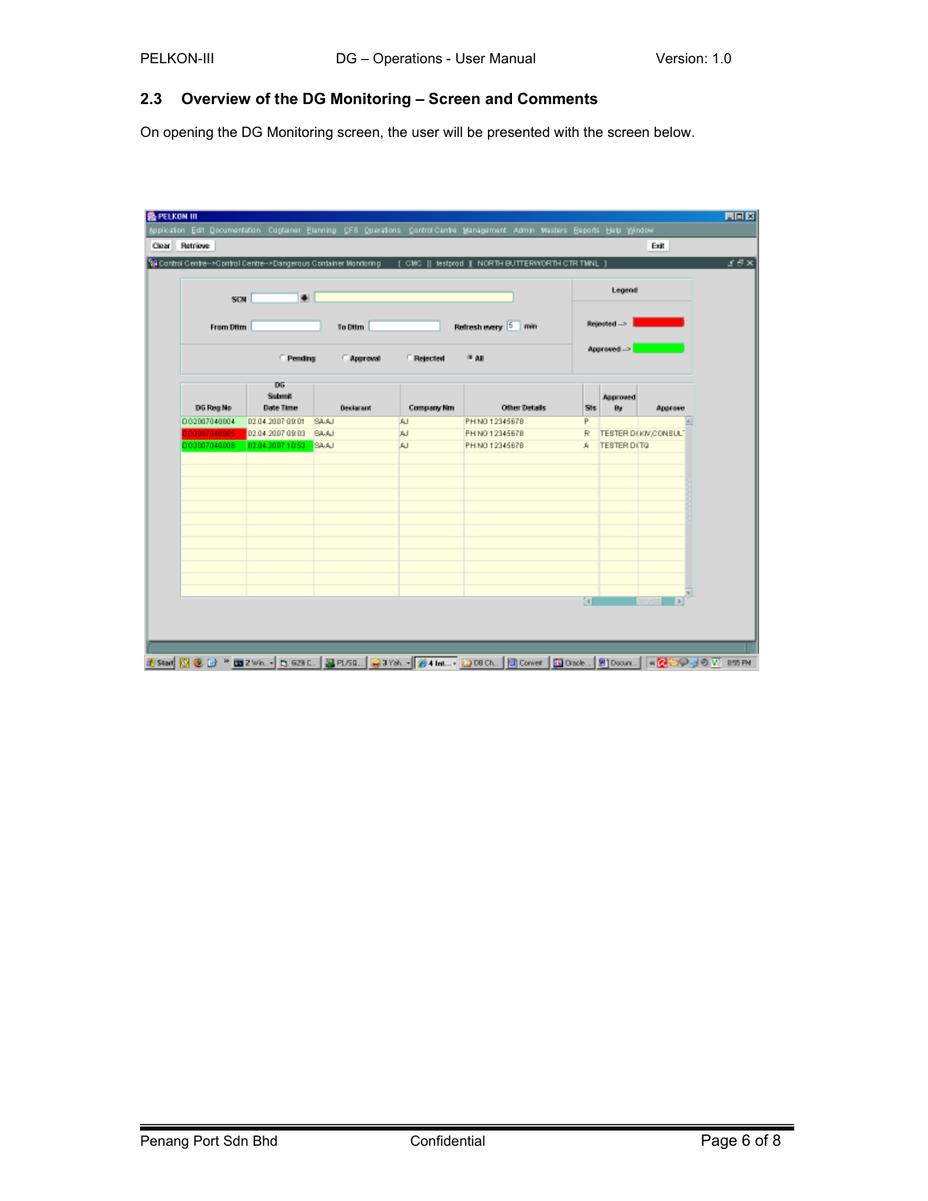## 2.3 Overview of the DG Monitoring – Screen and Comments

On opening the DG Monitoring screen, the user will be presented with the screen below.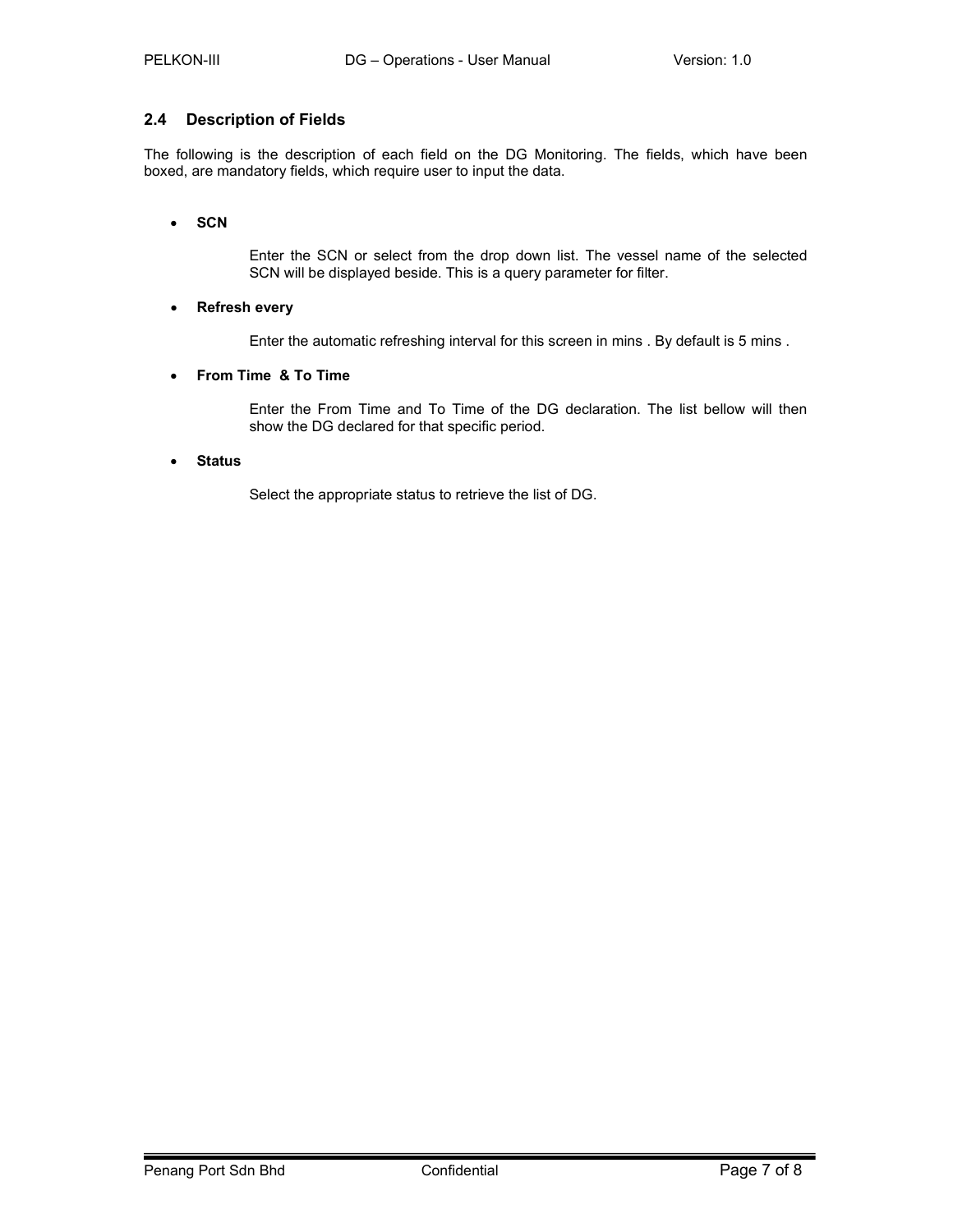## 2.4 Description of Fields

The following is the description of each field on the DG Monitoring. The fields, which have been boxed, are mandatory fields, which require user to input the data.

- **SCN**

  Enter the SCN or select from the drop down list. The vessel name of the selected SCN will be displayed beside. This is a query parameter for filter.

- **Refresh every**

  Enter the automatic refreshing interval for this screen in mins . By default is 5 mins .

- **From Time & To Time**

  Enter the From Time and To Time of the DG declaration. The list bellow will then show the DG declared for that specific period.

- **Status**

  Select the appropriate status to retrieve the list of DG.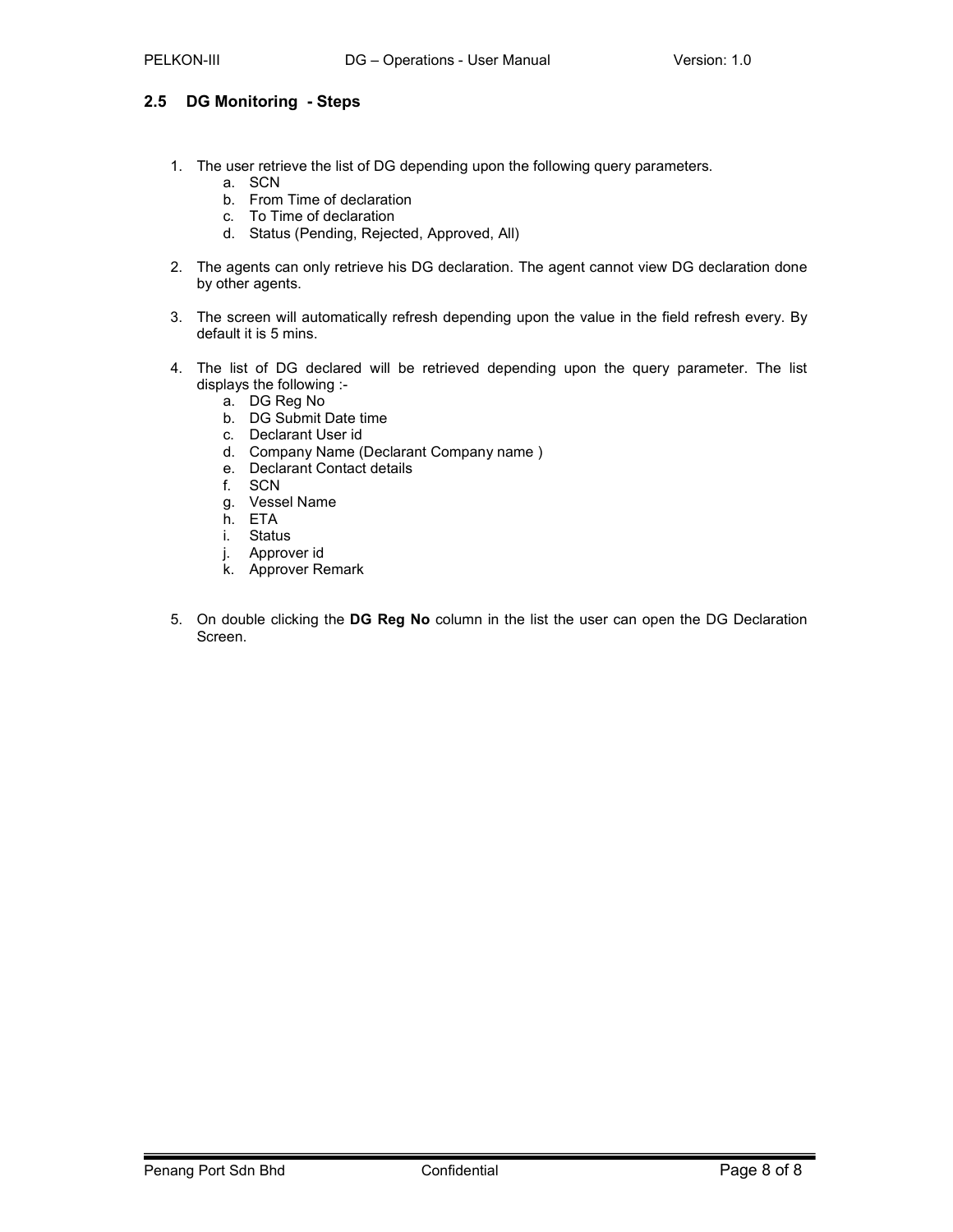## 2.5 DG Monitoring - Steps

1. The user retrieve the list of DG depending upon the following query parameters.
   a. SCN
   b. From Time of declaration
   c. To Time of declaration
   d. Status (Pending, Rejected, Approved, All)

2. The agents can only retrieve his DG declaration. The agent cannot view DG declaration done by other agents.

3. The screen will automatically refresh depending upon the value in the field refresh every. By default it is 5 mins.

4. The list of DG declared will be retrieved depending upon the query parameter. The list displays the following :-
   a. DG Reg No
   b. DG Submit Date time
   c. Declarant User id
   d. Company Name (Declarant Company name )
   e. Declarant Contact details
   f. SCN
   g. Vessel Name
   h. ETA
   i. Status
   j. Approver id
   k. Approver Remark

5. On double clicking the **DG Reg No** column in the list the user can open the DG Declaration Screen.